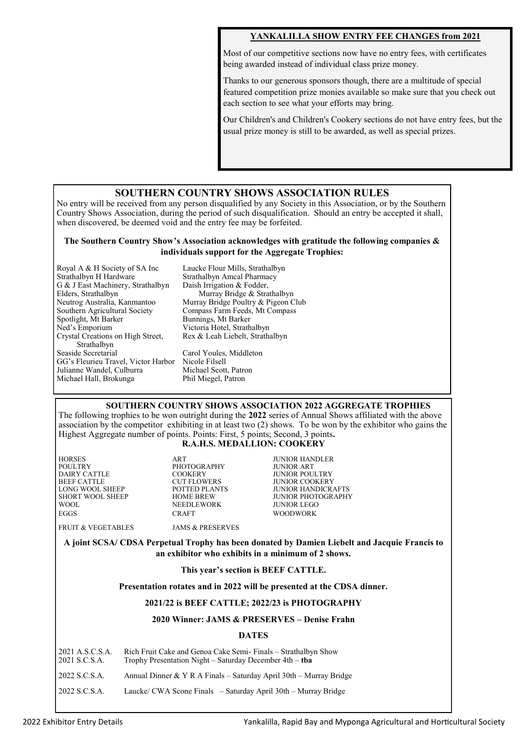**YANKALILLA SHOW ENTRY FEE CHANGES from 2021**

Most of our competitive sections now have no entry fees, with certificates being awarded instead of individual class prize money.

Thanks to our generous sponsors though, there are a multitude of special featured competition prize monies available so make sure that you check out each section to see what your efforts may bring.

Our Children's and Children's Cookery sections do not have entry fees, but the usual prize money is still to be awarded, as well as special prizes.

## SOUTHERN COUNTRY SHOWS ASSOCIATION RULES

No entry will be received from any person disqualified by any Society in this Association, or by the Southern Country Shows Association, during the period of such disqualification. Should an entry be accepted it shall, when discovered, be deemed void and the entry fee may be forfeited.

**The Southern Country Show's Association acknowledges with gratitude the following companies & individuals support for the Aggregate Trophies:**

Royal A & H Society of SA Inc
Strathalbyn H Hardware
G & J East Machinery, Strathalbyn
Elders, Strathalbyn
Neutrog Australia, Kanmantoo
Southern Agricultural Society
Spotlight, Mt Barker
Ned's Emporium
Crystal Creations on High Street, Strathalbyn
Seaside Secretarial
GG's Fleurieu Travel, Victor Harbor
Julianne Wandel, Culburra
Michael Hall, Brokunga
Laucke Flour Mills, Strathalbyn
Strathalbyn Amcal Pharmacy
Daish Irrigation & Fodder, Murray Bridge & Strathalbyn
Murray Bridge Poultry & Pigeon Club
Compass Farm Feeds, Mt Compass
Bunnings, Mt Barker
Victoria Hotel, Strathalbyn
Rex & Leah Liebelt, Strathalbyn
Carol Youles, Middleton
Nicole Filsell
Michael Scott, Patron
Phil Miegel, Patron

## SOUTHERN COUNTRY SHOWS ASSOCIATION 2022 AGGREGATE TROPHIES

The following trophies to be won outright during the **2022** series of Annual Shows affiliated with the above association by the competitor exhibiting in at least two (2) shows. To be won by the exhibitor who gains the Highest Aggregate number of points. Points: First, 5 points; Second, 3 points**.**

**R.A.H.S. MEDALLION: COOKERY**

| | | |
|---|---|---|
| HORSES | ART | JUNIOR HANDLER |
| POULTRY | PHOTOGRAPHY | JUNIOR ART |
| DAIRY CATTLE | COOKERY | JUNIOR POULTRY |
| BEEF CATTLE | CUT FLOWERS | JUNIOR COOKERY |
| LONG WOOL SHEEP | POTTED PLANTS | JUNIOR HANDICRAFTS |
| SHORT WOOL SHEEP | HOME BREW | JUNIOR PHOTOGRAPHY |
| WOOL | NEEDLEWORK | JUNIOR LEGO |
| EGGS | CRAFT | WOODWORK |
| FRUIT & VEGETABLES | JAMS & PRESERVES | |

**A joint SCSA/ CDSA Perpetual Trophy has been donated by Damien Liebelt and Jacquie Francis to an exhibitor who exhibits in a minimum of 2 shows.**

**This year's section is BEEF CATTLE.**

**Presentation rotates and in 2022 will be presented at the CDSA dinner.**

**2021/22 is BEEF CATTLE; 2022/23 is PHOTOGRAPHY**

**2020 Winner: JAMS & PRESERVES – Denise Frahn**

**DATES**

| | |
|---|---|
| 2021 A.S.C.S.A. | Rich Fruit Cake and Genoa Cake Semi- Finals – Strathalbyn Show |
| 2021 S.C.S.A. | Trophy Presentation Night – Saturday December 4th – **tba** |
| 2022 S.C.S.A. | Annual Dinner & Y R A Finals – Saturday April 30th – Murray Bridge |
| 2022 S.C.S.A. | Laucke/ CWA Scone Finals – Saturday April 30th – Murray Bridge |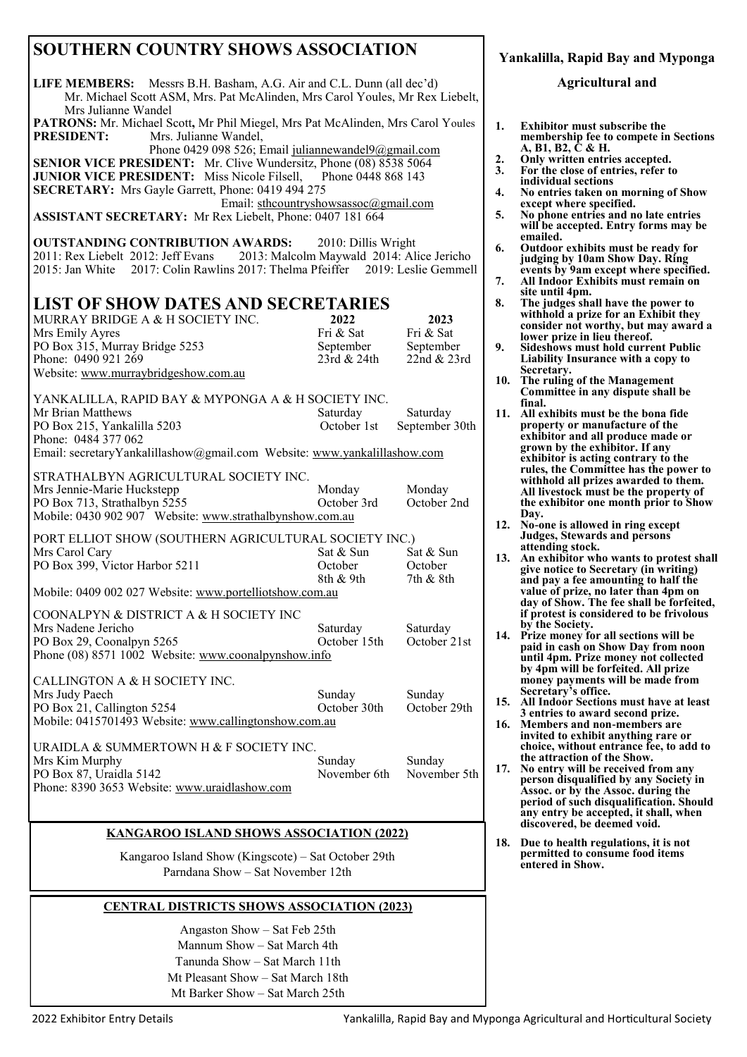# SOUTHERN COUNTRY SHOWS ASSOCIATION

**LIFE MEMBERS:** Messrs B.H. Basham, A.G. Air and C.L. Dunn (all dec'd) Mr. Michael Scott ASM, Mrs. Pat McAlinden, Mrs Carol Youles, Mr Rex Liebelt, Mrs Julianne Wandel

**PATRONS:** Mr. Michael Scott**,** Mr Phil Miegel, Mrs Pat McAlinden, Mrs Carol Youles

**PRESIDENT:** Mrs. Julianne Wandel, Phone 0429 098 526; Email juliannewandel9@gmail.com

**SENIOR VICE PRESIDENT:** Mr. Clive Wundersitz, Phone (08) 8538 5064

**JUNIOR VICE PRESIDENT:** Miss Nicole Filsell, Phone 0448 868 143

**SECRETARY:** Mrs Gayle Garrett, Phone: 0419 494 275 Email: sthcountryshowsassoc@gmail.com

**ASSISTANT SECRETARY:** Mr Rex Liebelt, Phone: 0407 181 664

**OUTSTANDING CONTRIBUTION AWARDS:** 2010: Dillis Wright 2011: Rex Liebelt 2012: Jeff Evans 2013: Malcolm Maywald 2014: Alice Jericho 2015: Jan White 2017: Colin Rawlins 2017: Thelma Pfeiffer 2019: Leslie Gemmell

## LIST OF SHOW DATES AND SECRETARIES

| | **2022** | **2023** |
|---|---|---|
| MURRAY BRIDGE A & H SOCIETY INC. | | |
| Mrs Emily Ayres | Fri & Sat | Fri & Sat |
| PO Box 315, Murray Bridge 5253 | September | September |
| Phone: 0490 921 269 | 23rd & 24th | 22nd & 23rd |
| Website: www.murraybridgeshow.com.au | | |
| YANKALILLA, RAPID BAY & MYPONGA A & H SOCIETY INC. | | |
| Mr Brian Matthews | Saturday | Saturday |
| PO Box 215, Yankalilla 5203 | October 1st | September 30th |
| Phone: 0484 377 062 | | |
| Email: secretaryYankalillashow@gmail.com Website: www.yankalillashow.com | | |
| STRATHALBYN AGRICULTURAL SOCIETY INC. | | |
| Mrs Jennie-Marie Huckstepp | Monday | Monday |
| PO Box 713, Strathalbyn 5255 | October 3rd | October 2nd |
| Mobile: 0430 902 907 Website: www.strathalbynshow.com.au | | |
| PORT ELLIOT SHOW (SOUTHERN AGRICULTURAL SOCIETY INC.) | | |
| Mrs Carol Cary | Sat & Sun | Sat & Sun |
| PO Box 399, Victor Harbor 5211 | October | October |
| | 8th & 9th | 7th & 8th |
| Mobile: 0409 002 027 Website: www.portelliotshow.com.au | | |
| COONALPYN & DISTRICT A & H SOCIETY INC | | |
| Mrs Nadene Jericho | Saturday | Saturday |
| PO Box 29, Coonalpyn 5265 | October 15th | October 21st |
| Phone (08) 8571 1002 Website: www.coonalpynshow.info | | |
| CALLINGTON A & H SOCIETY INC. | | |
| Mrs Judy Paech | Sunday | Sunday |
| PO Box 21, Callington 5254 | October 30th | October 29th |
| Mobile: 0415701493 Website: www.callingtonshow.com.au | | |
| URAIDLA & SUMMERTOWN H & F SOCIETY INC. | | |
| Mrs Kim Murphy | Sunday | Sunday |
| PO Box 87, Uraidla 5142 | November 6th | November 5th |
| Phone: 8390 3653 Website: www.uraidlashow.com | | |

### KANGAROO ISLAND SHOWS ASSOCIATION (2022)

Kangaroo Island Show (Kingscote) – Sat October 29th
Parndana Show – Sat November 12th

### CENTRAL DISTRICTS SHOWS ASSOCIATION (2023)

Angaston Show – Sat Feb 25th
Mannum Show – Sat March 4th
Tanunda Show – Sat March 11th
Mt Pleasant Show – Sat March 18th
Mt Barker Show – Sat March 25th

## Yankalilla, Rapid Bay and Myponga

## Agricultural and

1. **Exhibitor must subscribe the membership fee to compete in Sections A, B1, B2, C & H.**
2. **Only written entries accepted.**
3. **For the close of entries, refer to individual sections**
4. **No entries taken on morning of Show except where specified.**
5. **No phone entries and no late entries will be accepted. Entry forms may be emailed.**
6. **Outdoor exhibits must be ready for judging by 10am Show Day. Ring events by 9am except where specified.**
7. **All Indoor Exhibits must remain on site until 4pm.**
8. **The judges shall have the power to withhold a prize for an Exhibit they consider not worthy, but may award a lower prize in lieu thereof.**
9. **Sideshows must hold current Public Liability Insurance with a copy to Secretary.**
10. **The ruling of the Management Committee in any dispute shall be final.**
11. **All exhibits must be the bona fide property or manufacture of the exhibitor and all produce made or grown by the exhibitor. If any exhibitor is acting contrary to the rules, the Committee has the power to withhold all prizes awarded to them. All livestock must be the property of the exhibitor one month prior to Show Day.**
12. **No-one is allowed in ring except Judges, Stewards and persons attending stock.**
13. **An exhibitor who wants to protest shall give notice to Secretary (in writing) and pay a fee amounting to half the value of prize, no later than 4pm on day of Show. The fee shall be forfeited, if protest is considered to be frivolous by the Society.**
14. **Prize money for all sections will be paid in cash on Show Day from noon until 4pm. Prize money not collected by 4pm will be forfeited. All prize money payments will be made from Secretary's office.**
15. **All Indoor Sections must have at least 3 entries to award second prize.**
16. **Members and non-members are invited to exhibit anything rare or choice, without entrance fee, to add to the attraction of the Show.**
17. **No entry will be received from any person disqualified by any Society in Assoc. or by the Assoc. during the period of such disqualification. Should any entry be accepted, it shall, when discovered, be deemed void.**
18. **Due to health regulations, it is not permitted to consume food items entered in Show.**